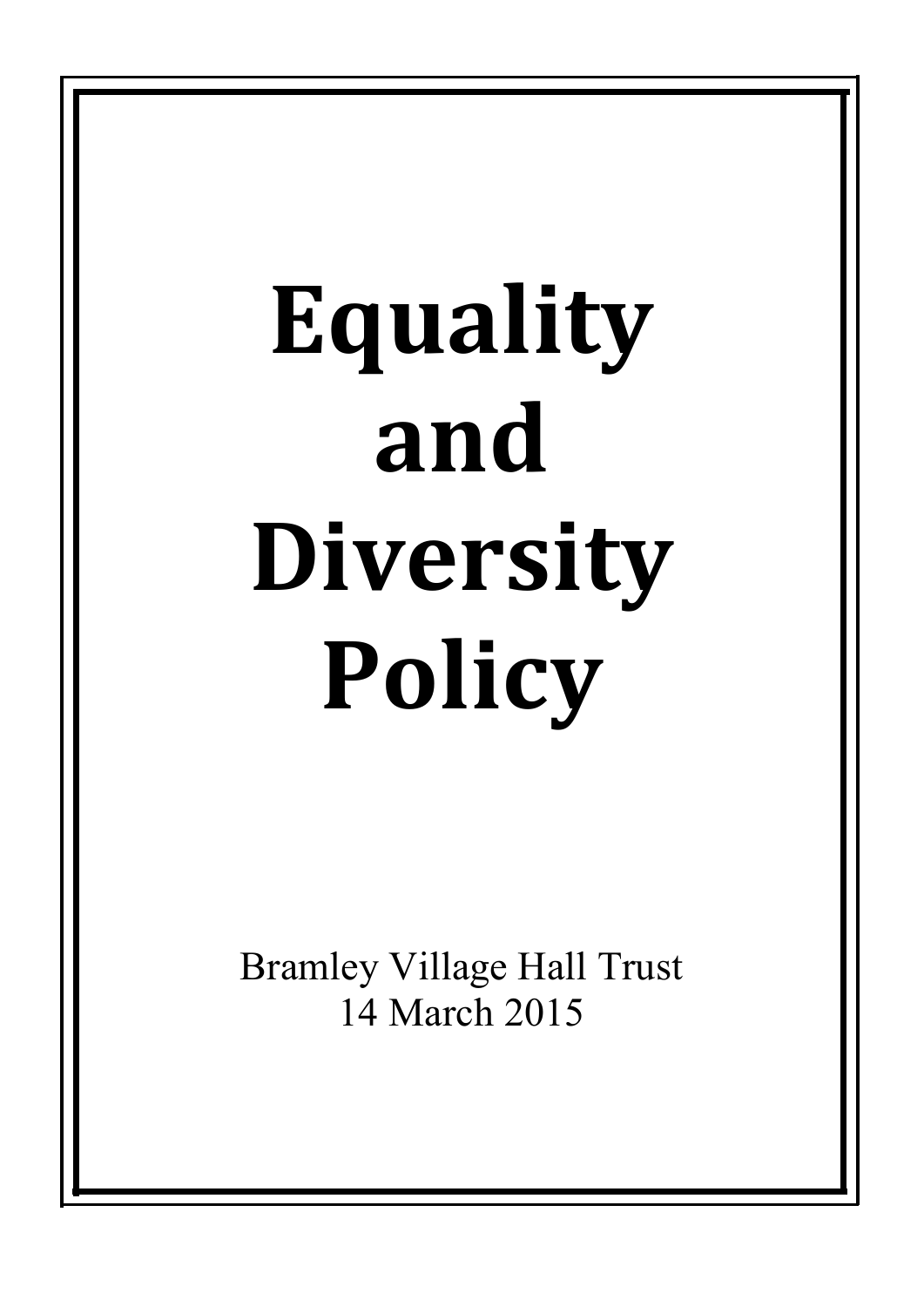# Equality and Diversity Policy

Bramley Village Hall Trust
14 March 2015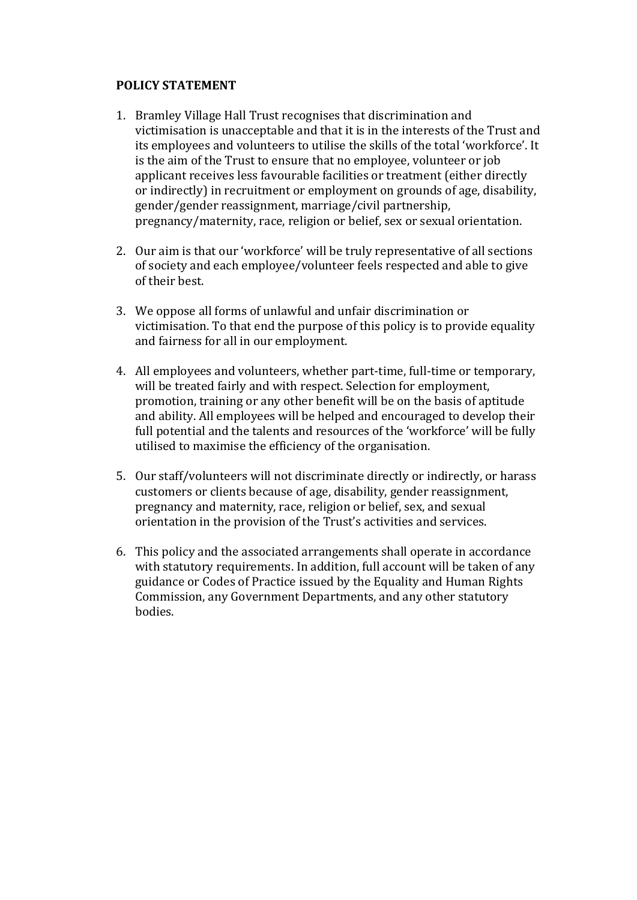**POLICY STATEMENT**

1. Bramley Village Hall Trust recognises that discrimination and victimisation is unacceptable and that it is in the interests of the Trust and its employees and volunteers to utilise the skills of the total 'workforce'. It is the aim of the Trust to ensure that no employee, volunteer or job applicant receives less favourable facilities or treatment (either directly or indirectly) in recruitment or employment on grounds of age, disability, gender/gender reassignment, marriage/civil partnership, pregnancy/maternity, race, religion or belief, sex or sexual orientation.

2. Our aim is that our 'workforce' will be truly representative of all sections of society and each employee/volunteer feels respected and able to give of their best.

3. We oppose all forms of unlawful and unfair discrimination or victimisation. To that end the purpose of this policy is to provide equality and fairness for all in our employment.

4. All employees and volunteers, whether part-time, full-time or temporary, will be treated fairly and with respect. Selection for employment, promotion, training or any other benefit will be on the basis of aptitude and ability. All employees will be helped and encouraged to develop their full potential and the talents and resources of the 'workforce' will be fully utilised to maximise the efficiency of the organisation.

5. Our staff/volunteers will not discriminate directly or indirectly, or harass customers or clients because of age, disability, gender reassignment, pregnancy and maternity, race, religion or belief, sex, and sexual orientation in the provision of the Trust's activities and services.

6. This policy and the associated arrangements shall operate in accordance with statutory requirements. In addition, full account will be taken of any guidance or Codes of Practice issued by the Equality and Human Rights Commission, any Government Departments, and any other statutory bodies.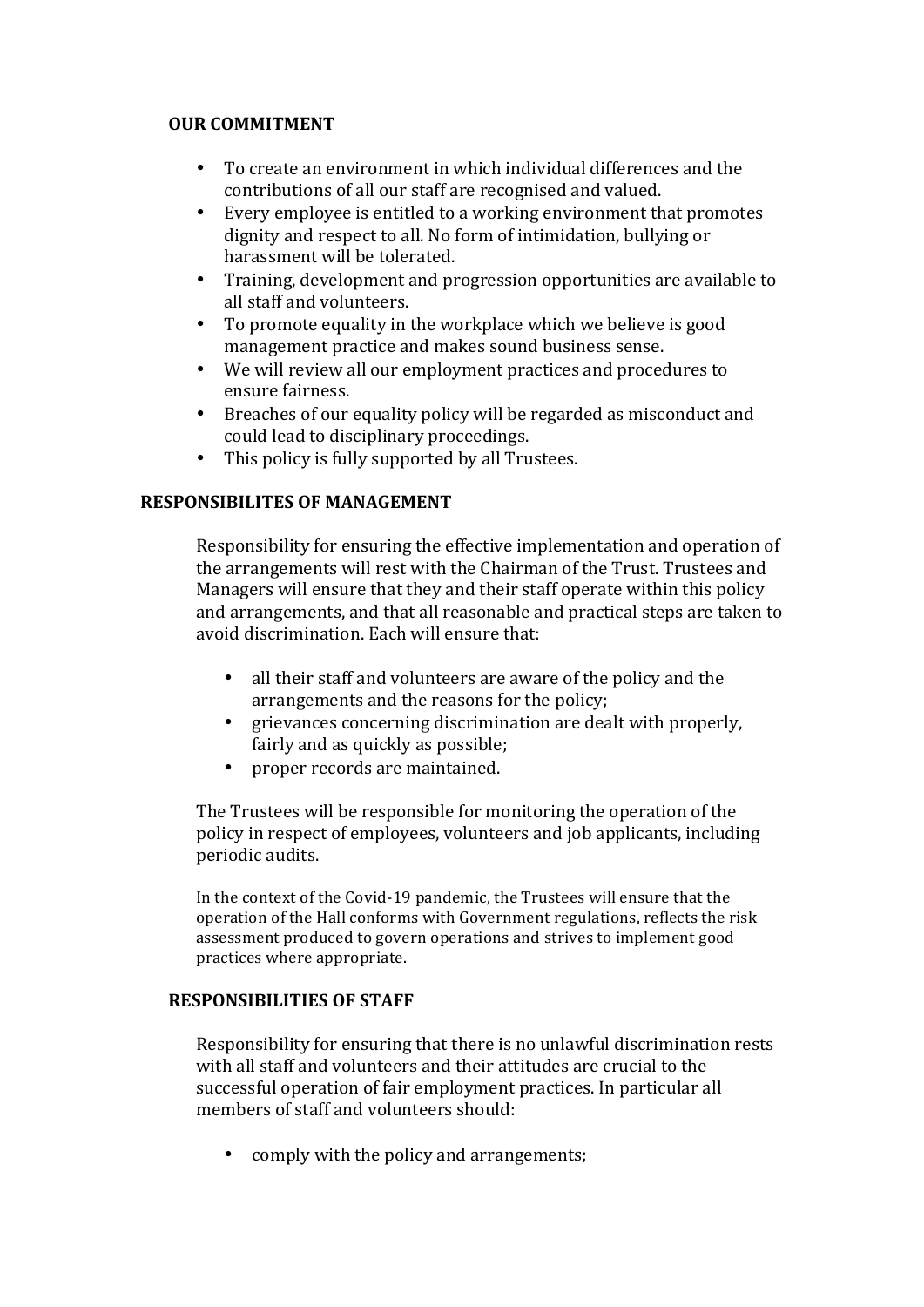**OUR COMMITMENT**

- To create an environment in which individual differences and the contributions of all our staff are recognised and valued.
- Every employee is entitled to a working environment that promotes dignity and respect to all. No form of intimidation, bullying or harassment will be tolerated.
- Training, development and progression opportunities are available to all staff and volunteers.
- To promote equality in the workplace which we believe is good management practice and makes sound business sense.
- We will review all our employment practices and procedures to ensure fairness.
- Breaches of our equality policy will be regarded as misconduct and could lead to disciplinary proceedings.
- This policy is fully supported by all Trustees.

**RESPONSIBILITES OF MANAGEMENT**

Responsibility for ensuring the effective implementation and operation of the arrangements will rest with the Chairman of the Trust. Trustees and Managers will ensure that they and their staff operate within this policy and arrangements, and that all reasonable and practical steps are taken to avoid discrimination. Each will ensure that:

- all their staff and volunteers are aware of the policy and the arrangements and the reasons for the policy;
- grievances concerning discrimination are dealt with properly, fairly and as quickly as possible;
- proper records are maintained.

The Trustees will be responsible for monitoring the operation of the policy in respect of employees, volunteers and job applicants, including periodic audits.

In the context of the Covid-19 pandemic, the Trustees will ensure that the operation of the Hall conforms with Government regulations, reflects the risk assessment produced to govern operations and strives to implement good practices where appropriate.

**RESPONSIBILITIES OF STAFF**

Responsibility for ensuring that there is no unlawful discrimination rests with all staff and volunteers and their attitudes are crucial to the successful operation of fair employment practices. In particular all members of staff and volunteers should:

- comply with the policy and arrangements;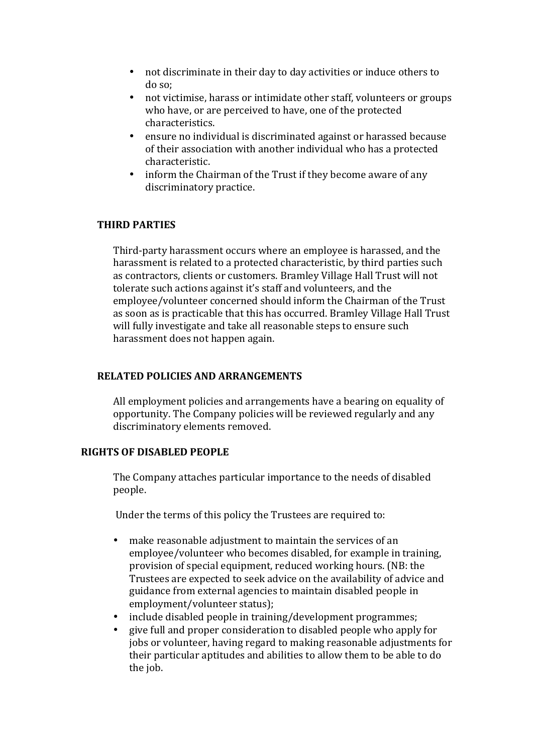- not discriminate in their day to day activities or induce others to do so;
- not victimise, harass or intimidate other staff, volunteers or groups who have, or are perceived to have, one of the protected characteristics.
- ensure no individual is discriminated against or harassed because of their association with another individual who has a protected characteristic.
- inform the Chairman of the Trust if they become aware of any discriminatory practice.

### THIRD PARTIES

Third-party harassment occurs where an employee is harassed, and the harassment is related to a protected characteristic, by third parties such as contractors, clients or customers. Bramley Village Hall Trust will not tolerate such actions against it's staff and volunteers, and the employee/volunteer concerned should inform the Chairman of the Trust as soon as is practicable that this has occurred. Bramley Village Hall Trust will fully investigate and take all reasonable steps to ensure such harassment does not happen again.

### RELATED POLICIES AND ARRANGEMENTS

All employment policies and arrangements have a bearing on equality of opportunity. The Company policies will be reviewed regularly and any discriminatory elements removed.

### RIGHTS OF DISABLED PEOPLE

The Company attaches particular importance to the needs of disabled people.

Under the terms of this policy the Trustees are required to:

- make reasonable adjustment to maintain the services of an employee/volunteer who becomes disabled, for example in training, provision of special equipment, reduced working hours. (NB: the Trustees are expected to seek advice on the availability of advice and guidance from external agencies to maintain disabled people in employment/volunteer status);
- include disabled people in training/development programmes;
- give full and proper consideration to disabled people who apply for jobs or volunteer, having regard to making reasonable adjustments for their particular aptitudes and abilities to allow them to be able to do the job.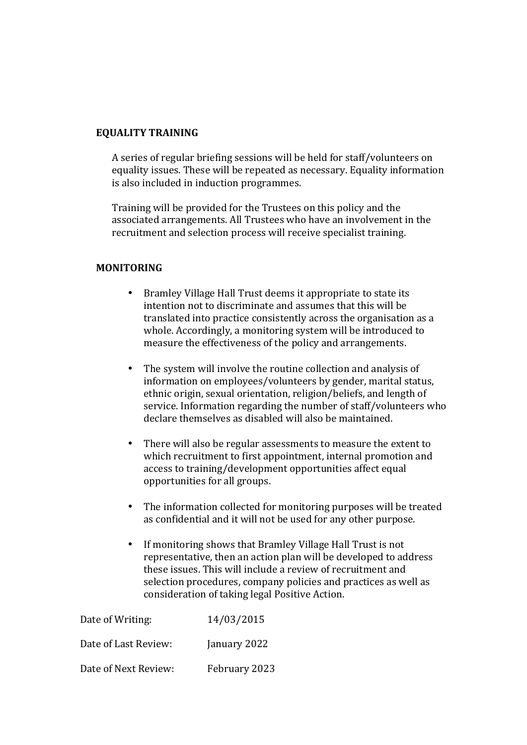## EQUALITY TRAINING

A series of regular briefing sessions will be held for staff/volunteers on equality issues. These will be repeated as necessary. Equality information is also included in induction programmes.

Training will be provided for the Trustees on this policy and the associated arrangements. All Trustees who have an involvement in the recruitment and selection process will receive specialist training.

## MONITORING

- Bramley Village Hall Trust deems it appropriate to state its intention not to discriminate and assumes that this will be translated into practice consistently across the organisation as a whole. Accordingly, a monitoring system will be introduced to measure the effectiveness of the policy and arrangements.

- The system will involve the routine collection and analysis of information on employees/volunteers by gender, marital status, ethnic origin, sexual orientation, religion/beliefs, and length of service. Information regarding the number of staff/volunteers who declare themselves as disabled will also be maintained.

- There will also be regular assessments to measure the extent to which recruitment to first appointment, internal promotion and access to training/development opportunities affect equal opportunities for all groups.

- The information collected for monitoring purposes will be treated as confidential and it will not be used for any other purpose.

- If monitoring shows that Bramley Village Hall Trust is not representative, then an action plan will be developed to address these issues. This will include a review of recruitment and selection procedures, company policies and practices as well as consideration of taking legal Positive Action.

| | |
|---|---|
| Date of Writing: | 14/03/2015 |
| Date of Last Review: | January 2022 |
| Date of Next Review: | February 2023 |